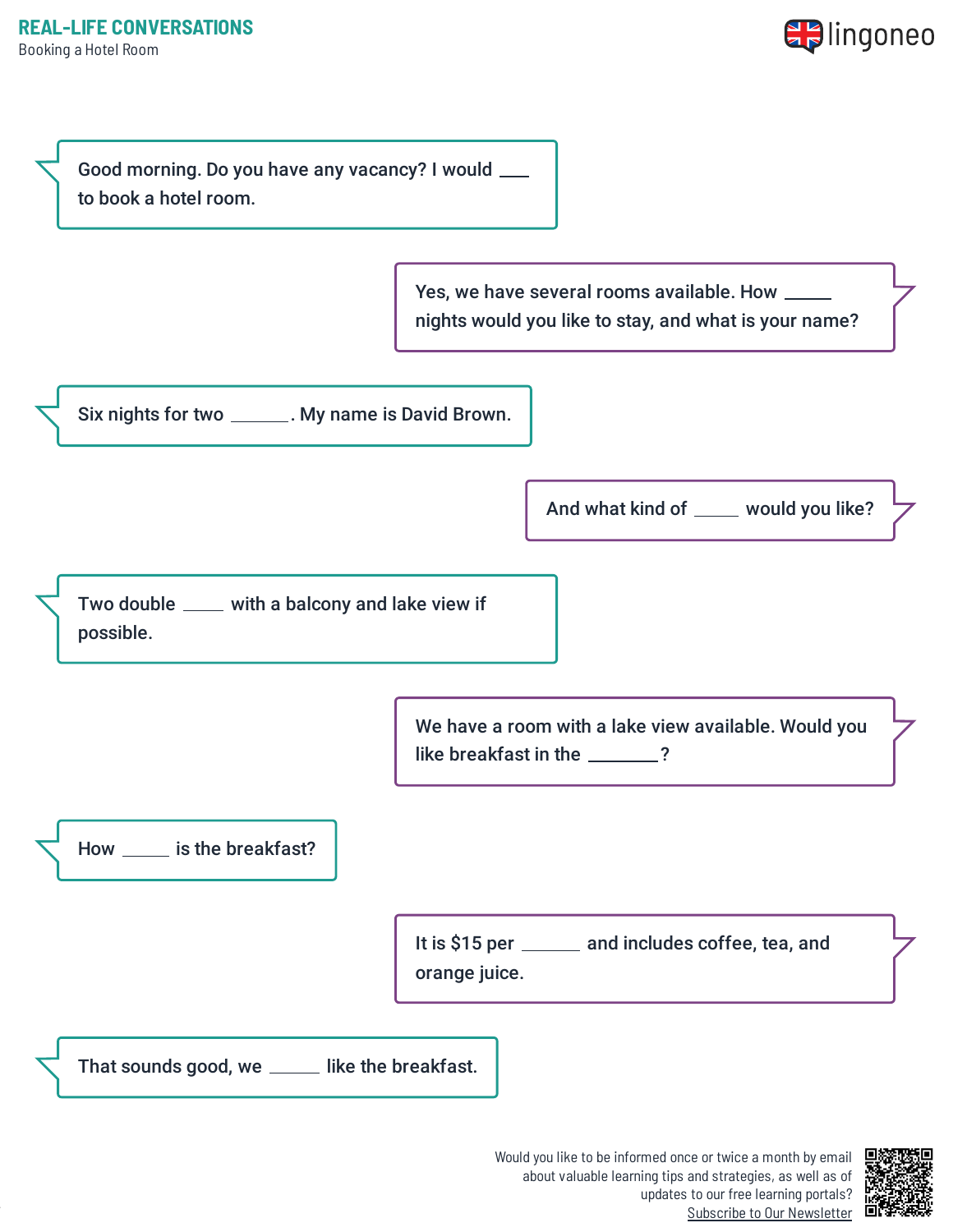# REAL-LIFE CONVERSATIONS

Booking a Hotel Room

Good morning. Do you have any vacancy? I would ___ to book a hotel room.

Yes, we have several rooms available. How _____ nights would you like to stay, and what is your name?

Six nights for two ______. My name is David Brown.

And what kind of _____ would you like?

Two double _____ with a balcony and lake view if possible.

We have a room with a lake view available. Would you like breakfast in the _______?

How _____ is the breakfast?

It is $15 per ______ and includes coffee, tea, and orange juice.

That sounds good, we _____ like the breakfast.

Would you like to be informed once or twice a month by email about valuable learning tips and strategies, as well as of updates to our free learning portals? Subscribe to Our Newsletter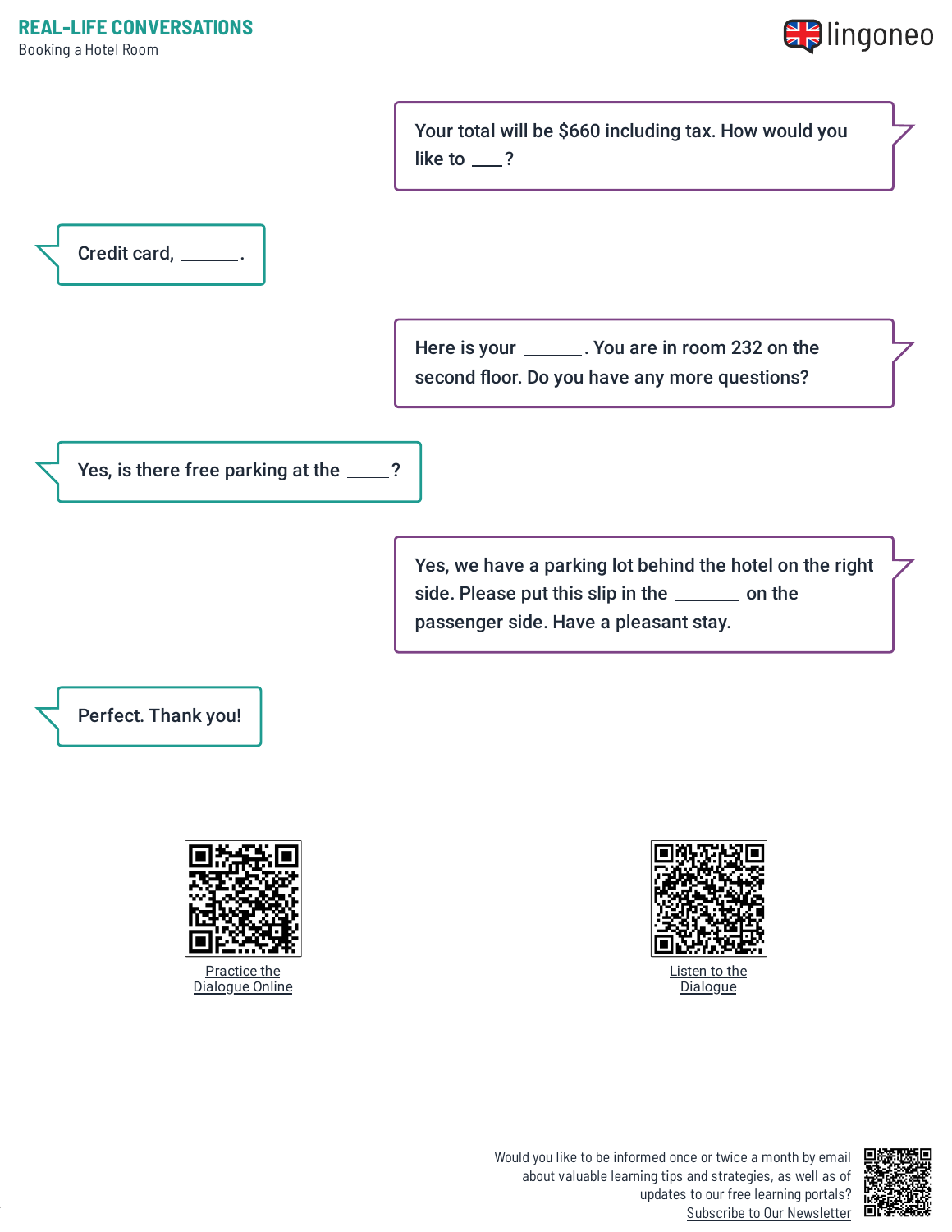Your total will be $660 including tax. How would you like to ___?

Credit card, ______.

Here is your ______. You are in room 232 on the second floor. Do you have any more questions?

Yes, is there free parking at the _____?

Yes, we have a parking lot behind the hotel on the right side. Please put this slip in the _______ on the passenger side. Have a pleasant stay.

Perfect. Thank you!

Practice the Dialogue Online

Listen to the Dialogue

Would you like to be informed once or twice a month by email about valuable learning tips and strategies, as well as of updates to our free learning portals? Subscribe to Our Newsletter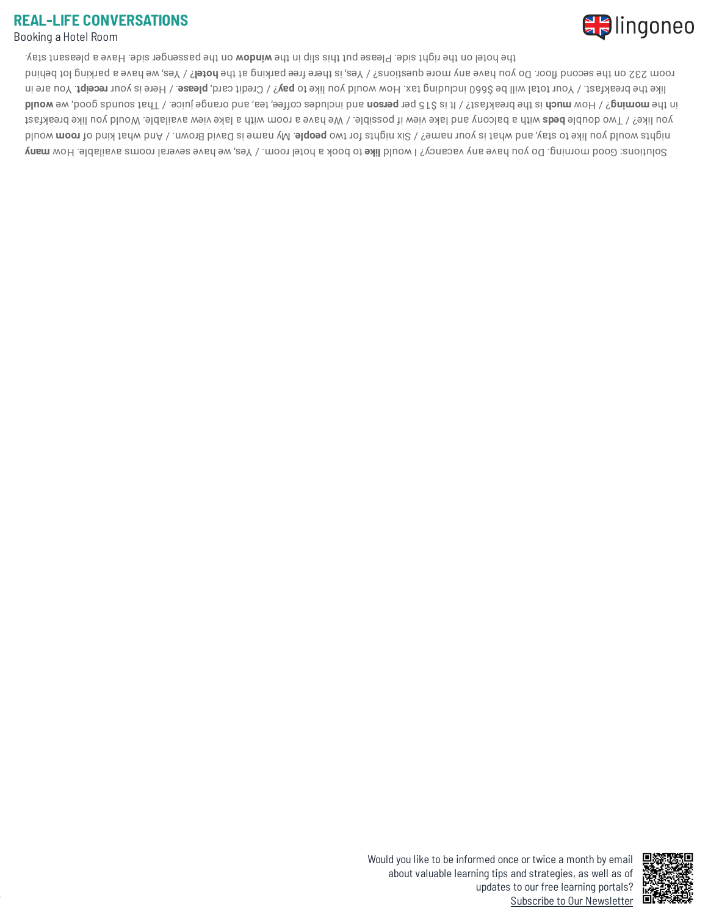Solutions: Good morning. Do you have any vacancy? I would **like** to book a hotel room. / Yes, we have several rooms available. How **many** nights would you like to stay, and what is your name? / Six nights for two **people**. My name is David Brown. / And what kind of **room** would you like? / Two double **beds** with a balcony and lake view if possible. / We have a room with a lake view available. Would you like breakfast in the **morning**? / How **much** is the breakfast? / It is $15 per **person** and includes coffee, tea, and orange juice. / That sounds good, we **would** like the breakfast. / Your total will be $660 including tax. How would you like to **pay**? / Credit card, **please**. / Here is your **receipt**. You are in room 232 on the second floor. Do you have any more questions? / Yes, is there free parking at the **hotel**? / Yes, we have a parking lot behind the hotel on the right side. Please put this slip in the **window** on the passenger side. Have a pleasant stay.